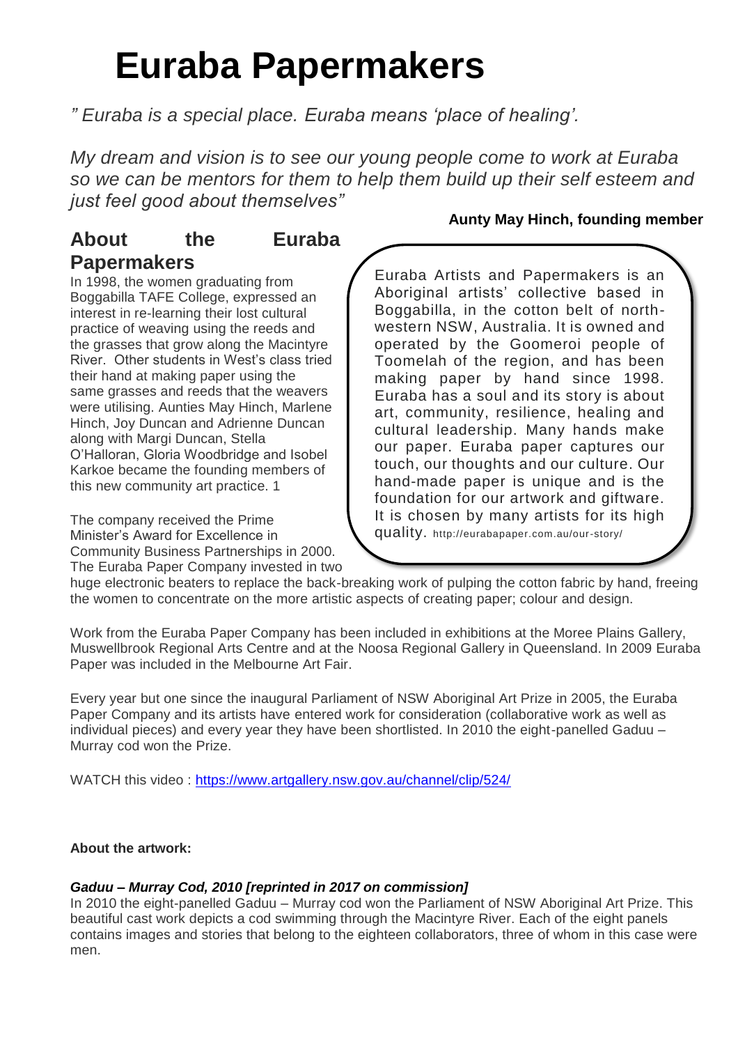# Euraba Papermakers

*" Euraba is a special place. Euraba means 'place of healing'.*

*My dream and vision is to see our young people come to work at Euraba so we can be mentors for them to help them build up their self esteem and just feel good about themselves"*

**Aunty May Hinch, founding member**

## About the Euraba Papermakers

In 1998, the women graduating from Boggabilla TAFE College, expressed an interest in re-learning their lost cultural practice of weaving using the reeds and the grasses that grow along the Macintyre River. Other students in West's class tried their hand at making paper using the same grasses and reeds that the weavers were utilising. Aunties May Hinch, Marlene Hinch, Joy Duncan and Adrienne Duncan along with Margi Duncan, Stella O'Halloran, Gloria Woodbridge and Isobel Karkoe became the founding members of this new community art practice. 1

Euraba Artists and Papermakers is an Aboriginal artists' collective based in Boggabilla, in the cotton belt of north-western NSW, Australia. It is owned and operated by the Goomeroi people of Toomelah of the region, and has been making paper by hand since 1998. Euraba has a soul and its story is about art, community, resilience, healing and cultural leadership. Many hands make our paper. Euraba paper captures our touch, our thoughts and our culture. Our hand-made paper is unique and is the foundation for our artwork and giftware. It is chosen by many artists for its high quality. http://eurabapaper.com.au/our-story/

The company received the Prime Minister's Award for Excellence in Community Business Partnerships in 2000. The Euraba Paper Company invested in two huge electronic beaters to replace the back-breaking work of pulping the cotton fabric by hand, freeing the women to concentrate on the more artistic aspects of creating paper; colour and design.

Work from the Euraba Paper Company has been included in exhibitions at the Moree Plains Gallery, Muswellbrook Regional Arts Centre and at the Noosa Regional Gallery in Queensland. In 2009 Euraba Paper was included in the Melbourne Art Fair.

Every year but one since the inaugural Parliament of NSW Aboriginal Art Prize in 2005, the Euraba Paper Company and its artists have entered work for consideration (collaborative work as well as individual pieces) and every year they have been shortlisted. In 2010 the eight-panelled Gaduu – Murray cod won the Prize.

WATCH this video : https://www.artgallery.nsw.gov.au/channel/clip/524/

**About the artwork:**

***Gaduu – Murray Cod, 2010 [reprinted in 2017 on commission]***

In 2010 the eight-panelled Gaduu – Murray cod won the Parliament of NSW Aboriginal Art Prize. This beautiful cast work depicts a cod swimming through the Macintyre River. Each of the eight panels contains images and stories that belong to the eighteen collaborators, three of whom in this case were men.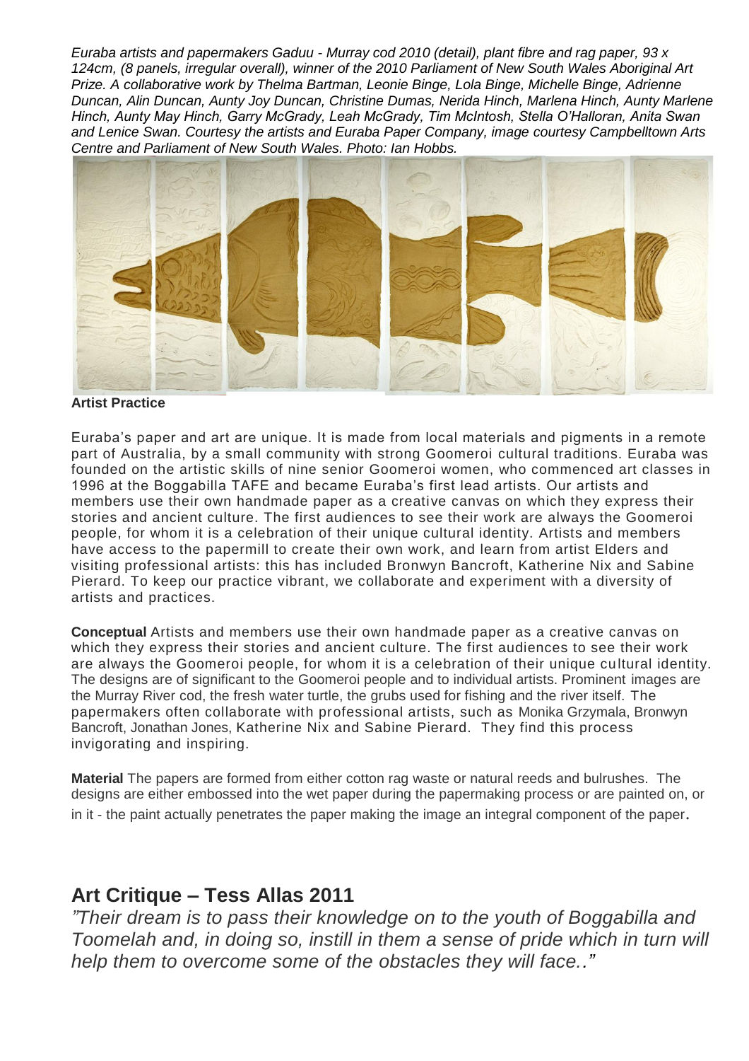*Euraba artists and papermakers Gaduu - Murray cod 2010 (detail), plant fibre and rag paper, 93 x 124cm, (8 panels, irregular overall), winner of the 2010 Parliament of New South Wales Aboriginal Art Prize. A collaborative work by Thelma Bartman, Leonie Binge, Lola Binge, Michelle Binge, Adrienne Duncan, Alin Duncan, Aunty Joy Duncan, Christine Dumas, Nerida Hinch, Marlena Hinch, Aunty Marlene Hinch, Aunty May Hinch, Garry McGrady, Leah McGrady, Tim McIntosh, Stella O'Halloran, Anita Swan and Lenice Swan. Courtesy the artists and Euraba Paper Company, image courtesy Campbelltown Arts Centre and Parliament of New South Wales. Photo: Ian Hobbs.*

**Artist Practice**

Euraba's paper and art are unique. It is made from local materials and pigments in a remote part of Australia, by a small community with strong Goomeroi cultural traditions. Euraba was founded on the artistic skills of nine senior Goomeroi women, who commenced art classes in 1996 at the Boggabilla TAFE and became Euraba's first lead artists. Our artists and members use their own handmade paper as a creative canvas on which they express their stories and ancient culture. The first audiences to see their work are always the Goomeroi people, for whom it is a celebration of their unique cultural identity. Artists and members have access to the papermill to create their own work, and learn from artist Elders and visiting professional artists: this has included Bronwyn Bancroft, Katherine Nix and Sabine Pierard. To keep our practice vibrant, we collaborate and experiment with a diversity of artists and practices.

**Conceptual** Artists and members use their own handmade paper as a creative canvas on which they express their stories and ancient culture. The first audiences to see their work are always the Goomeroi people, for whom it is a celebration of their unique cultural identity. The designs are of significant to the Goomeroi people and to individual artists. Prominent images are the Murray River cod, the fresh water turtle, the grubs used for fishing and the river itself. The papermakers often collaborate with professional artists, such as Monika Grzymala, Bronwyn Bancroft, Jonathan Jones, Katherine Nix and Sabine Pierard. They find this process invigorating and inspiring.

**Material** The papers are formed from either cotton rag waste or natural reeds and bulrushes. The designs are either embossed into the wet paper during the papermaking process or are painted on, or in it - the paint actually penetrates the paper making the image an integral component of the paper.

## Art Critique – Tess Allas 2011

*"Their dream is to pass their knowledge on to the youth of Boggabilla and Toomelah and, in doing so, instill in them a sense of pride which in turn will help them to overcome some of the obstacles they will face.."*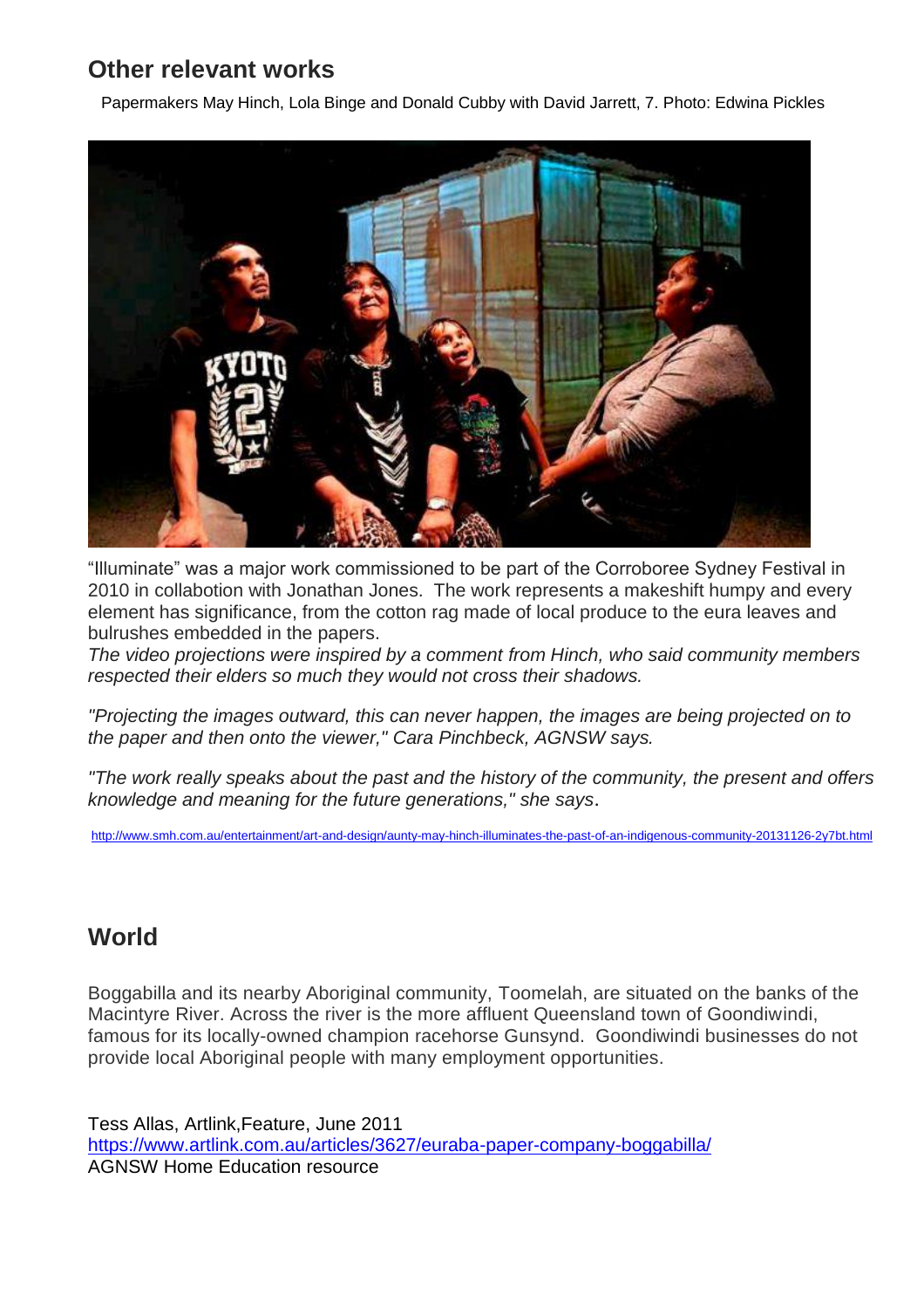## Other relevant works

Papermakers May Hinch, Lola Binge and Donald Cubby with David Jarrett, 7. Photo: Edwina Pickles

“Illuminate” was a major work commissioned to be part of the Corroboree Sydney Festival in 2010 in collabotion with Jonathan Jones. The work represents a makeshift humpy and every element has significance, from the cotton rag made of local produce to the eura leaves and bulrushes embedded in the papers.

*The video projections were inspired by a comment from Hinch, who said community members respected their elders so much they would not cross their shadows.*

*"Projecting the images outward, this can never happen, the images are being projected on to the paper and then onto the viewer," Cara Pinchbeck, AGNSW says.*

*"The work really speaks about the past and the history of the community, the present and offers knowledge and meaning for the future generations," she says*.

http://www.smh.com.au/entertainment/art-and-design/aunty-may-hinch-illuminates-the-past-of-an-indigenous-community-20131126-2y7bt.html

## World

Boggabilla and its nearby Aboriginal community, Toomelah, are situated on the banks of the Macintyre River. Across the river is the more affluent Queensland town of Goondiwindi, famous for its locally-owned champion racehorse Gunsynd. Goondiwindi businesses do not provide local Aboriginal people with many employment opportunities.

Tess Allas, Artlink,Feature, June 2011
https://www.artlink.com.au/articles/3627/euraba-paper-company-boggabilla/
AGNSW Home Education resource